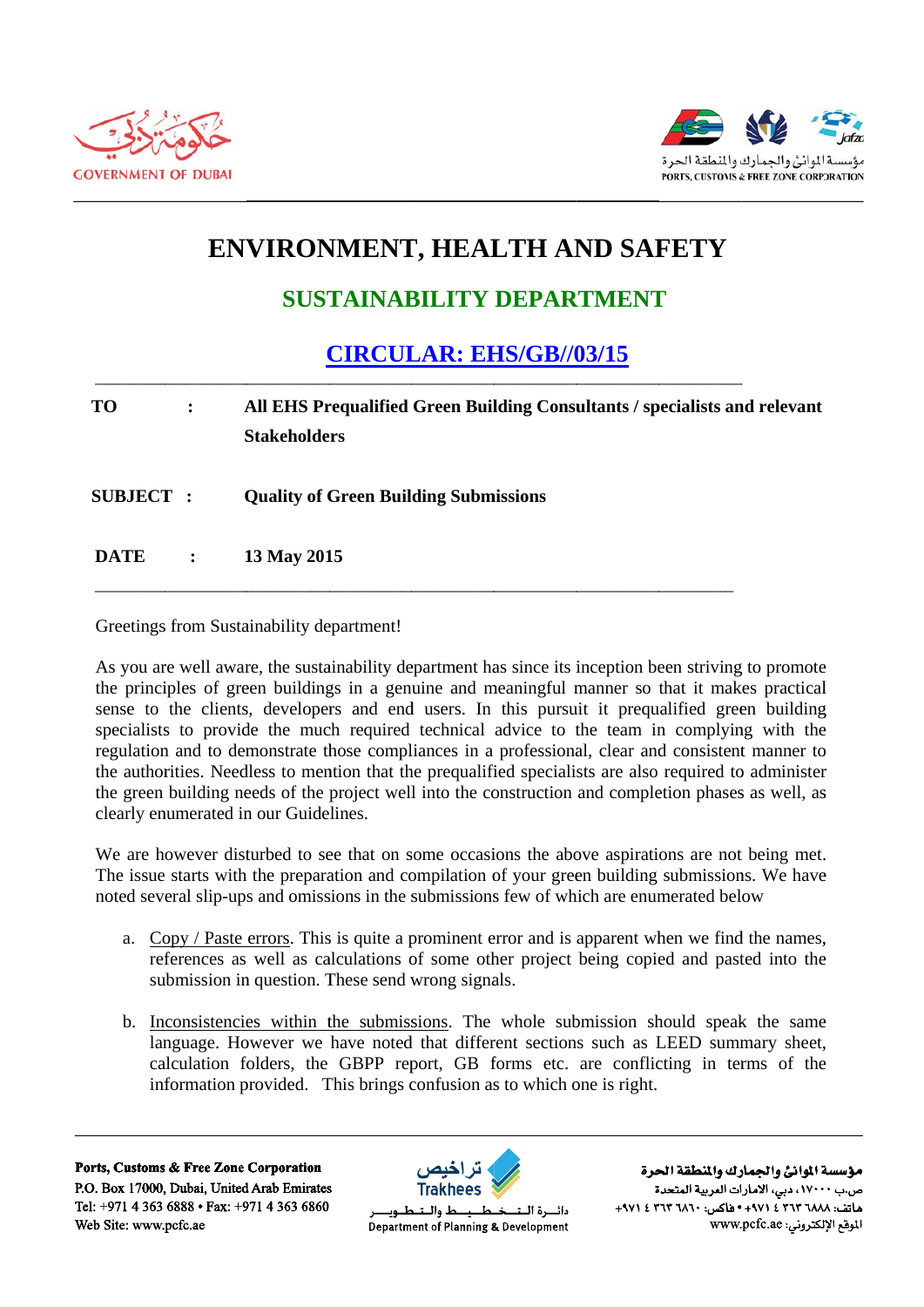# ENVIRONMENT, HEALTH AND SAFETY

## SUSTAINABILITY DEPARTMENT

## CIRCULAR: EHS/GB//03/15

---

**TO** : **All EHS Prequalified Green Building Consultants / specialists and relevant Stakeholders**

**SUBJECT** : **Quality of Green Building Submissions**

**DATE** : **13 May 2015**

---

Greetings from Sustainability department!

As you are well aware, the sustainability department has since its inception been striving to promote the principles of green buildings in a genuine and meaningful manner so that it makes practical sense to the clients, developers and end users. In this pursuit it prequalified green building specialists to provide the much required technical advice to the team in complying with the regulation and to demonstrate those compliances in a professional, clear and consistent manner to the authorities. Needless to mention that the prequalified specialists are also required to administer the green building needs of the project well into the construction and completion phases as well, as clearly enumerated in our Guidelines.

We are however disturbed to see that on some occasions the above aspirations are not being met. The issue starts with the preparation and compilation of your green building submissions. We have noted several slip-ups and omissions in the submissions few of which are enumerated below

a. Copy / Paste errors. This is quite a prominent error and is apparent when we find the names, references as well as calculations of some other project being copied and pasted into the submission in question. These send wrong signals.

b. Inconsistencies within the submissions. The whole submission should speak the same language. However we have noted that different sections such as LEED summary sheet, calculation folders, the GBPP report, GB forms etc. are conflicting in terms of the information provided. This brings confusion as to which one is right.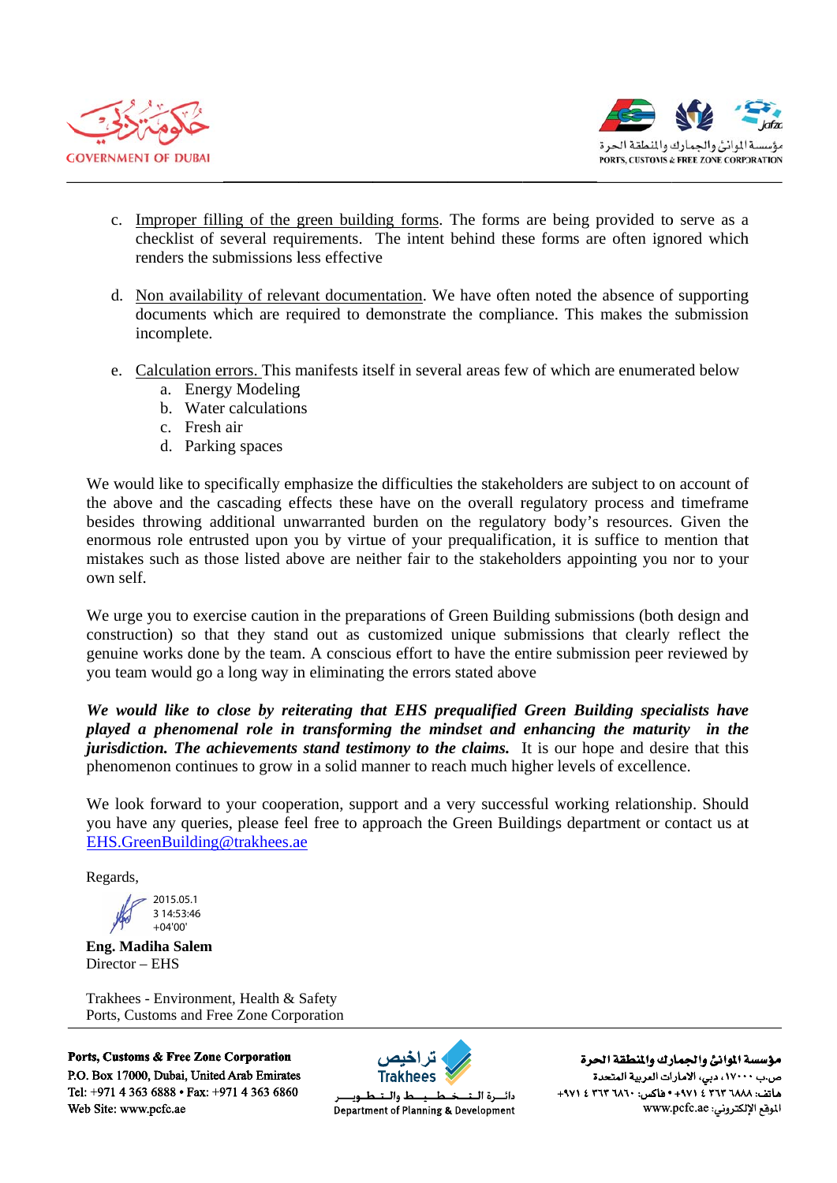c. Improper filling of the green building forms. The forms are being provided to serve as a checklist of several requirements. The intent behind these forms are often ignored which renders the submissions less effective

d. Non availability of relevant documentation. We have often noted the absence of supporting documents which are required to demonstrate the compliance. This makes the submission incomplete.

e. Calculation errors. This manifests itself in several areas few of which are enumerated below
   a. Energy Modeling
   b. Water calculations
   c. Fresh air
   d. Parking spaces

We would like to specifically emphasize the difficulties the stakeholders are subject to on account of the above and the cascading effects these have on the overall regulatory process and timeframe besides throwing additional unwarranted burden on the regulatory body's resources. Given the enormous role entrusted upon you by virtue of your prequalification, it is suffice to mention that mistakes such as those listed above are neither fair to the stakeholders appointing you nor to your own self.

We urge you to exercise caution in the preparations of Green Building submissions (both design and construction) so that they stand out as customized unique submissions that clearly reflect the genuine works done by the team. A conscious effort to have the entire submission peer reviewed by you team would go a long way in eliminating the errors stated above

***We would like to close by reiterating that EHS prequalified Green Building specialists have played a phenomenal role in transforming the mindset and enhancing the maturity in the jurisdiction. The achievements stand testimony to the claims.*** It is our hope and desire that this phenomenon continues to grow in a solid manner to reach much higher levels of excellence.

We look forward to your cooperation, support and a very successful working relationship. Should you have any queries, please feel free to approach the Green Buildings department or contact us at EHS.GreenBuilding@trakhees.ae

Regards,

2015.05.13 14:53:46 +04'00'

**Eng. Madiha Salem**
Director – EHS

Trakhees - Environment, Health & Safety
Ports, Customs and Free Zone Corporation

**Ports, Customs & Free Zone Corporation**
P.O. Box 17000, Dubai, United Arab Emirates
Tel: +971 4 363 6888 • Fax: +971 4 363 6860
Web Site: www.pcfc.ae

تراخيص
Trakhees
دائـرة الـتـخـطـيـط والـتـطـويـر
Department of Planning & Development

**مؤسسة الموانئ والجمارك والمنطقة الحرة**
ص.ب ١٧٠٠٠، دبي، الامارات العربية المتحدة
هاتف: ٦٨٨٨ ٣٦٣ ٤ ٩٧١+ • فاكس: ٦٨٦٠ ٣٦٣ ٤ ٩٧١+
الموقع الإلكتروني: www.pcfc.ae